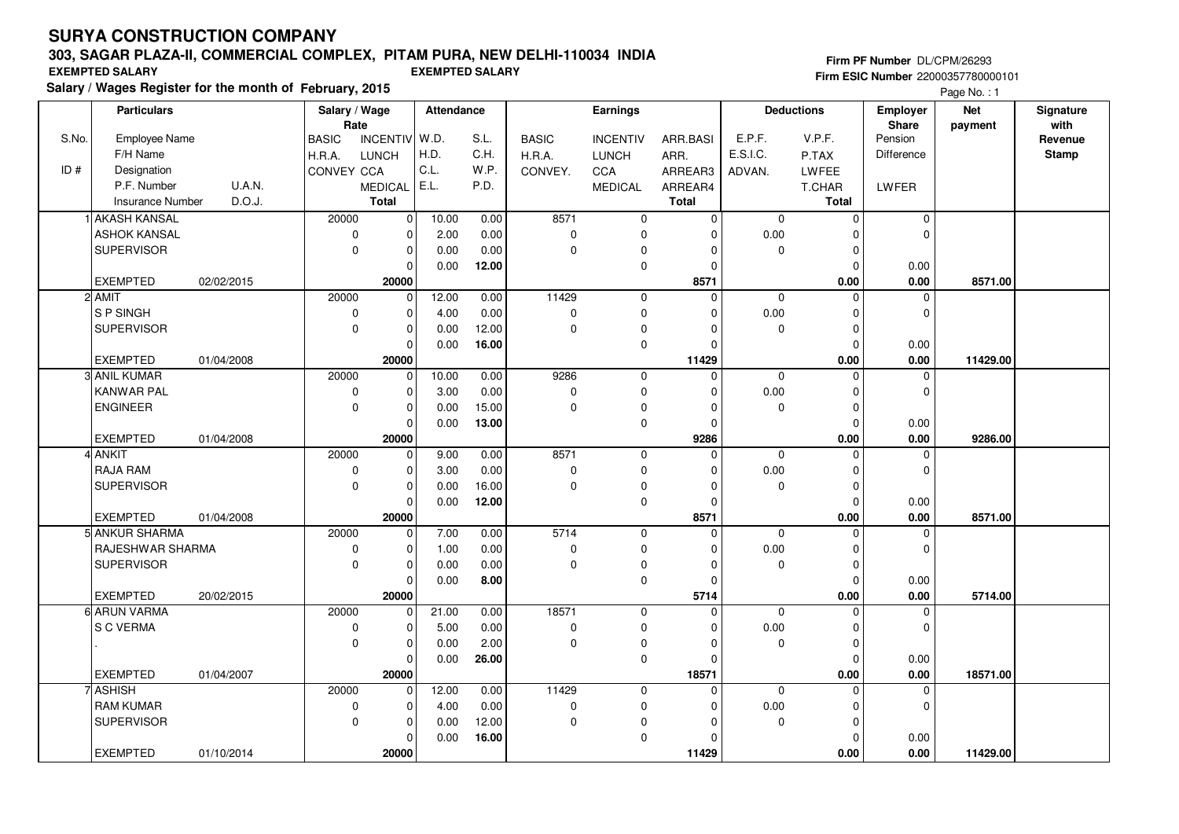# SURYA CONSTRUCTION COMPANY

## 303, SAGAR PLAZA-II, COMMERCIAL COMPLEX, PITAM PURA, NEW DELHI-110034 INDIA

**EXEMPTED SALARY** **EXEMPTED SALARY**

**Salary / Wages Register for the month of February, 2015**

**Firm PF Number** DL/CPM/26293
**Firm ESIC Number** 22000357780000101

Page No. : 1

| S.No. / ID # | Particulars: Employee Name / F/H Name / Designation / P.F. Number / Insurance Number | U.A.N. / D.O.J. | Salary / Wage Rate: BASIC / H.R.A. / CONVEY | INCENTIV / LUNCH / CCA / MEDICAL / Total | Attendance: W.D. / H.D. / C.L. / E.L. | S.L. / C.H. / W.P. / P.D. | Earnings: BASIC / H.R.A. / CONVEY. | INCENTIV / LUNCH / CCA / MEDICAL | ARR.BASI / ARR. / ARREAR3 / ARREAR4 / Total | Deductions: E.P.F. / E.S.I.C. / ADVAN. | V.P.F. / P.TAX / LWFEE / T.CHAR / Total | Employer Share: Pension / Difference / LWFER | Net payment | Signature with Revenue Stamp |
|---|---|---|---|---|---|---|---|---|---|---|---|---|---|---|
| 1 | AKASH KANSAL | | 20000 | 0 | 10.00 | 0.00 | 8571 | 0 | 0 | 0 | 0 | 0 | | |
| | ASHOK KANSAL | | 0 | 0 | 2.00 | 0.00 | 0 | 0 | 0 | 0.00 | 0 | 0 | | |
| | SUPERVISOR | | 0 | 0 | 0.00 | 0.00 | 0 | 0 | 0 | 0 | 0 | | | |
| | | | | 0 | 0.00 | **12.00** | | 0 | 0 | | 0 | 0.00 | | |
| | EXEMPTED | 02/02/2015 | | **20000** | | | | | **8571** | | **0.00** | **0.00** | **8571.00** | |
| 2 | AMIT | | 20000 | 0 | 12.00 | 0.00 | 11429 | 0 | 0 | 0 | 0 | 0 | | |
| | S P SINGH | | 0 | 0 | 4.00 | 0.00 | 0 | 0 | 0 | 0.00 | 0 | 0 | | |
| | SUPERVISOR | | 0 | 0 | 0.00 | 12.00 | 0 | 0 | 0 | 0 | 0 | | | |
| | | | | 0 | 0.00 | **16.00** | | 0 | 0 | | 0 | 0.00 | | |
| | EXEMPTED | 01/04/2008 | | **20000** | | | | | **11429** | | **0.00** | **0.00** | **11429.00** | |
| 3 | ANIL KUMAR | | 20000 | 0 | 10.00 | 0.00 | 9286 | 0 | 0 | 0 | 0 | 0 | | |
| | KANWAR PAL | | 0 | 0 | 3.00 | 0.00 | 0 | 0 | 0 | 0.00 | 0 | 0 | | |
| | ENGINEER | | 0 | 0 | 0.00 | 15.00 | 0 | 0 | 0 | 0 | 0 | | | |
| | | | | 0 | 0.00 | **13.00** | | 0 | 0 | | 0 | 0.00 | | |
| | EXEMPTED | 01/04/2008 | | **20000** | | | | | **9286** | | **0.00** | **0.00** | **9286.00** | |
| 4 | ANKIT | | 20000 | 0 | 9.00 | 0.00 | 8571 | 0 | 0 | 0 | 0 | 0 | | |
| | RAJA RAM | | 0 | 0 | 3.00 | 0.00 | 0 | 0 | 0 | 0.00 | 0 | 0 | | |
| | SUPERVISOR | | 0 | 0 | 0.00 | 16.00 | 0 | 0 | 0 | 0 | 0 | | | |
| | | | | 0 | 0.00 | **12.00** | | 0 | 0 | | 0 | 0.00 | | |
| | EXEMPTED | 01/04/2008 | | **20000** | | | | | **8571** | | **0.00** | **0.00** | **8571.00** | |
| 5 | ANKUR SHARMA | | 20000 | 0 | 7.00 | 0.00 | 5714 | 0 | 0 | 0 | 0 | 0 | | |
| | RAJESHWAR SHARMA | | 0 | 0 | 1.00 | 0.00 | 0 | 0 | 0 | 0.00 | 0 | 0 | | |
| | SUPERVISOR | | 0 | 0 | 0.00 | 0.00 | 0 | 0 | 0 | 0 | 0 | | | |
| | | | | 0 | 0.00 | **8.00** | | 0 | 0 | | 0 | 0.00 | | |
| | EXEMPTED | 20/02/2015 | | **20000** | | | | | **5714** | | **0.00** | **0.00** | **5714.00** | |
| 6 | ARUN VARMA | | 20000 | 0 | 21.00 | 0.00 | 18571 | 0 | 0 | 0 | 0 | 0 | | |
| | S C VERMA | | 0 | 0 | 5.00 | 0.00 | 0 | 0 | 0 | 0.00 | 0 | 0 | | |
| | . | | 0 | 0 | 0.00 | 2.00 | 0 | 0 | 0 | 0 | 0 | | | |
| | | | | 0 | 0.00 | **26.00** | | 0 | 0 | | 0 | 0.00 | | |
| | EXEMPTED | 01/04/2007 | | **20000** | | | | | **18571** | | **0.00** | **0.00** | **18571.00** | |
| 7 | ASHISH | | 20000 | 0 | 12.00 | 0.00 | 11429 | 0 | 0 | 0 | 0 | 0 | | |
| | RAM KUMAR | | 0 | 0 | 4.00 | 0.00 | 0 | 0 | 0 | 0.00 | 0 | 0 | | |
| | SUPERVISOR | | 0 | 0 | 0.00 | 12.00 | 0 | 0 | 0 | 0 | 0 | | | |
| | | | | 0 | 0.00 | **16.00** | | 0 | 0 | | 0 | 0.00 | | |
| | EXEMPTED | 01/10/2014 | | **20000** | | | | | **11429** | | **0.00** | **0.00** | **11429.00** | |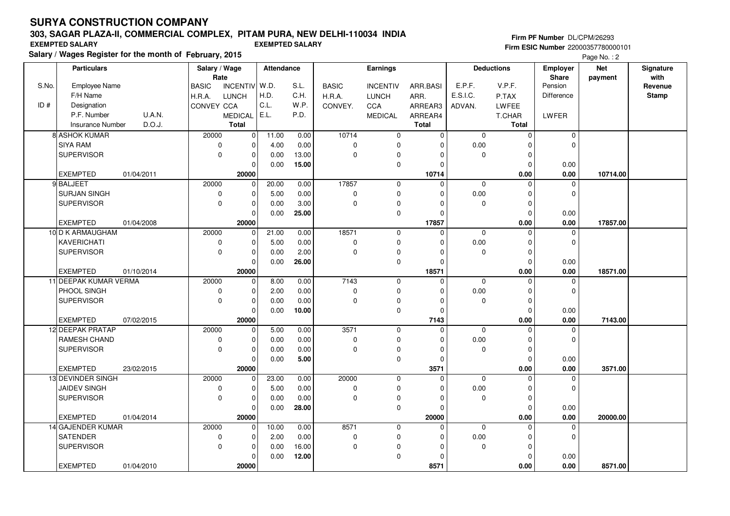# SURYA CONSTRUCTION COMPANY

## 303, SAGAR PLAZA-II, COMMERCIAL COMPLEX, PITAM PURA, NEW DELHI-110034 INDIA

**EXEMPTED SALARY** **EXEMPTED SALARY**

**Salary / Wages Register for the month of February, 2015**

**Firm PF Number** DL/CPM/26293
**Firm ESIC Number** 22000357780000101

| S.No. / ID # | Particulars: Employee Name / F/H Name / Designation / P.F. Number, U.A.N. / Insurance Number, D.O.J. | Salary / Wage Rate: BASIC / H.R.A. / CONVEY | INCENTIV / LUNCH / CCA / MEDICAL / Total | Attendance: W.D. / H.D. / C.L. / E.L. | S.L. / C.H. / W.P. / P.D. | Earnings: BASIC / H.R.A. / CONVEY. | INCENTIV / LUNCH / CCA / MEDICAL | ARR.BASI / ARR. / ARREAR3 / ARREAR4 / Total | Deductions: E.P.F. / E.S.I.C. / ADVAN. | V.P.F. / P.TAX / LWFEE / T.CHAR / Total | Employer Share: Pension / Difference / LWFER | Net payment | Signature with Revenue Stamp |
|---|---|---|---|---|---|---|---|---|---|---|---|---|---|
| 8 | ASHOK KUMAR<br>SIYA RAM<br>SUPERVISOR<br><br>EXEMPTED 01/04/2011 | 20000<br>0<br>0 | 0<br>0<br>0<br>0<br>20000 | 11.00<br>4.00<br>0.00<br>0.00 | 0.00<br>0.00<br>13.00<br>15.00 | 10714<br>0<br>0 | 0<br>0<br>0<br>0 | 0<br>0<br>0<br>0<br>10714 | 0<br>0.00<br>0 | 0<br>0<br>0<br>0<br>0.00 | 0<br>0<br>0.00<br>0.00 | 10714.00 | |
| 9 | BALJEET<br>SURJAN SINGH<br>SUPERVISOR<br><br>EXEMPTED 01/04/2008 | 20000<br>0<br>0 | 0<br>0<br>0<br>0<br>20000 | 20.00<br>5.00<br>0.00<br>0.00 | 0.00<br>0.00<br>3.00<br>25.00 | 17857<br>0<br>0 | 0<br>0<br>0<br>0 | 0<br>0<br>0<br>0<br>17857 | 0<br>0.00<br>0 | 0<br>0<br>0<br>0<br>0.00 | 0<br>0<br>0.00<br>0.00 | 17857.00 | |
| 10 | D K ARMAUGHAM<br>KAVERICHATI<br>SUPERVISOR<br><br>EXEMPTED 01/10/2014 | 20000<br>0<br>0 | 0<br>0<br>0<br>0<br>20000 | 21.00<br>5.00<br>0.00<br>0.00 | 0.00<br>0.00<br>2.00<br>26.00 | 18571<br>0<br>0 | 0<br>0<br>0<br>0 | 0<br>0<br>0<br>0<br>18571 | 0<br>0.00<br>0 | 0<br>0<br>0<br>0<br>0.00 | 0<br>0<br>0.00<br>0.00 | 18571.00 | |
| 11 | DEEPAK KUMAR VERMA<br>PHOOL SINGH<br>SUPERVISOR<br><br>EXEMPTED 07/02/2015 | 20000<br>0<br>0 | 0<br>0<br>0<br>0<br>20000 | 8.00<br>2.00<br>0.00<br>0.00 | 0.00<br>0.00<br>0.00<br>10.00 | 7143<br>0<br>0 | 0<br>0<br>0<br>0 | 0<br>0<br>0<br>0<br>7143 | 0<br>0.00<br>0 | 0<br>0<br>0<br>0<br>0.00 | 0<br>0<br>0.00<br>0.00 | 7143.00 | |
| 12 | DEEPAK PRATAP<br>RAMESH CHAND<br>SUPERVISOR<br><br>EXEMPTED 23/02/2015 | 20000<br>0<br>0 | 0<br>0<br>0<br>0<br>20000 | 5.00<br>0.00<br>0.00<br>0.00 | 0.00<br>0.00<br>0.00<br>5.00 | 3571<br>0<br>0 | 0<br>0<br>0<br>0 | 0<br>0<br>0<br>0<br>3571 | 0<br>0.00<br>0 | 0<br>0<br>0<br>0<br>0.00 | 0<br>0<br>0.00<br>0.00 | 3571.00 | |
| 13 | DEVINDER SINGH<br>JAIDEV SINGH<br>SUPERVISOR<br><br>EXEMPTED 01/04/2014 | 20000<br>0<br>0 | 0<br>0<br>0<br>0<br>20000 | 23.00<br>5.00<br>0.00<br>0.00 | 0.00<br>0.00<br>0.00<br>28.00 | 20000<br>0<br>0 | 0<br>0<br>0<br>0 | 0<br>0<br>0<br>0<br>20000 | 0<br>0.00<br>0 | 0<br>0<br>0<br>0<br>0.00 | 0<br>0<br>0.00<br>0.00 | 20000.00 | |
| 14 | GAJENDER KUMAR<br>SATENDER<br>SUPERVISOR<br><br>EXEMPTED 01/04/2010 | 20000<br>0<br>0 | 0<br>0<br>0<br>0<br>20000 | 10.00<br>2.00<br>0.00<br>0.00 | 0.00<br>0.00<br>16.00<br>12.00 | 8571<br>0<br>0 | 0<br>0<br>0<br>0 | 0<br>0<br>0<br>0<br>8571 | 0<br>0.00<br>0 | 0<br>0<br>0<br>0<br>0.00 | 0<br>0<br>0.00<br>0.00 | 8571.00 | |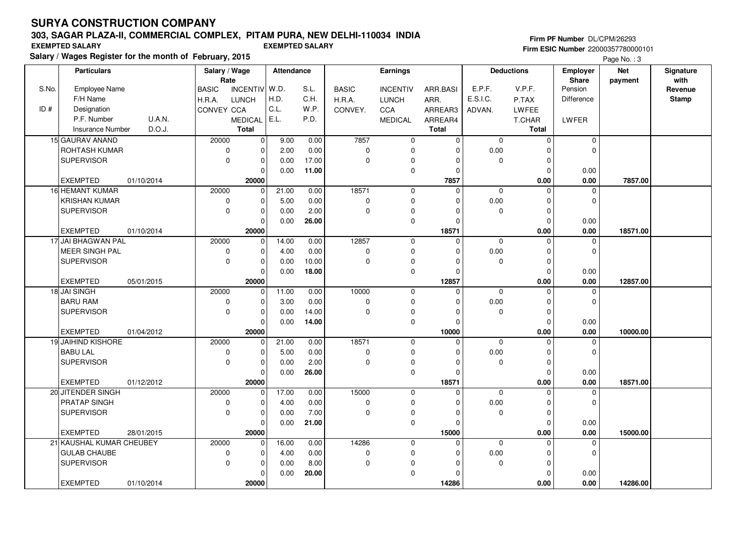# SURYA CONSTRUCTION COMPANY

## 303, SAGAR PLAZA-II, COMMERCIAL COMPLEX, PITAM PURA, NEW DELHI-110034 INDIA

**EXEMPTED SALARY** **EXEMPTED SALARY**

**Salary / Wages Register for the month of February, 2015**

**Firm PF Number** DL/CPM/26293
**Firm ESIC Number** 22000357780000101

| S.No. / ID # | Particulars: Employee Name / F/H Name / Designation / P.F. Number U.A.N. / Insurance Number D.O.J. | Salary / Wage Rate: BASIC / H.R.A. / CONVEY | INCENTIV / LUNCH / CCA / MEDICAL / Total | Attendance: W.D. / H.D. / C.L. / E.L. | S.L. / C.H. / W.P. / P.D. | Earnings: BASIC / H.R.A. / CONVEY. | INCENTIV / LUNCH / CCA / MEDICAL | ARR.BASI / ARR. / ARREAR3 / ARREAR4 / Total | Deductions: E.P.F. / E.S.I.C. / ADVAN. | V.P.F. / P.TAX / LWFEE / T.CHAR / Total | Employer Share: Pension / Difference / LWFER | Net payment | Signature with Revenue Stamp |
|---|---|---|---|---|---|---|---|---|---|---|---|---|---|
| 15 | GAURAV ANAND | 20000 | 0 | 9.00 | 0.00 | 7857 | 0 | 0 | 0 | 0 | 0 | | |
| | ROHTASH KUMAR | 0 | 0 | 2.00 | 0.00 | 0 | 0 | 0 | 0.00 | 0 | 0 | | |
| | SUPERVISOR | 0 | 0 | 0.00 | 17.00 | 0 | 0 | 0 | 0 | 0 | | | |
| | | | 0 | 0.00 | 11.00 | | 0 | 0 | | 0 | 0.00 | | |
| | EXEMPTED 01/10/2014 | | 20000 | | | | | 7857 | | 0.00 | 0.00 | 7857.00 | |
| 16 | HEMANT KUMAR | 20000 | 0 | 21.00 | 0.00 | 18571 | 0 | 0 | 0 | 0 | 0 | | |
| | KRISHAN KUMAR | 0 | 0 | 5.00 | 0.00 | 0 | 0 | 0 | 0.00 | 0 | 0 | | |
| | SUPERVISOR | 0 | 0 | 0.00 | 2.00 | 0 | 0 | 0 | 0 | 0 | | | |
| | | | 0 | 0.00 | 26.00 | | 0 | 0 | | 0 | 0.00 | | |
| | EXEMPTED 01/10/2014 | | 20000 | | | | | 18571 | | 0.00 | 0.00 | 18571.00 | |
| 17 | JAI BHAGWAN PAL | 20000 | 0 | 14.00 | 0.00 | 12857 | 0 | 0 | 0 | 0 | 0 | | |
| | MEER SINGH PAL | 0 | 0 | 4.00 | 0.00 | 0 | 0 | 0 | 0.00 | 0 | 0 | | |
| | SUPERVISOR | 0 | 0 | 0.00 | 10.00 | 0 | 0 | 0 | 0 | 0 | | | |
| | | | 0 | 0.00 | 18.00 | | 0 | 0 | | 0 | 0.00 | | |
| | EXEMPTED 05/01/2015 | | 20000 | | | | | 12857 | | 0.00 | 0.00 | 12857.00 | |
| 18 | JAI SINGH | 20000 | 0 | 11.00 | 0.00 | 10000 | 0 | 0 | 0 | 0 | 0 | | |
| | BARU RAM | 0 | 0 | 3.00 | 0.00 | 0 | 0 | 0 | 0.00 | 0 | 0 | | |
| | SUPERVISOR | 0 | 0 | 0.00 | 14.00 | 0 | 0 | 0 | 0 | 0 | | | |
| | | | 0 | 0.00 | 14.00 | | 0 | 0 | | 0 | 0.00 | | |
| | EXEMPTED 01/04/2012 | | 20000 | | | | | 10000 | | 0.00 | 0.00 | 10000.00 | |
| 19 | JAIHIND KISHORE | 20000 | 0 | 21.00 | 0.00 | 18571 | 0 | 0 | 0 | 0 | 0 | | |
| | BABU LAL | 0 | 0 | 5.00 | 0.00 | 0 | 0 | 0 | 0.00 | 0 | 0 | | |
| | SUPERVISOR | 0 | 0 | 0.00 | 2.00 | 0 | 0 | 0 | 0 | 0 | | | |
| | | | 0 | 0.00 | 26.00 | | 0 | 0 | | 0 | 0.00 | | |
| | EXEMPTED 01/12/2012 | | 20000 | | | | | 18571 | | 0.00 | 0.00 | 18571.00 | |
| 20 | JITENDER SINGH | 20000 | 0 | 17.00 | 0.00 | 15000 | 0 | 0 | 0 | 0 | 0 | | |
| | PRATAP SINGH | 0 | 0 | 4.00 | 0.00 | 0 | 0 | 0 | 0.00 | 0 | 0 | | |
| | SUPERVISOR | 0 | 0 | 0.00 | 7.00 | 0 | 0 | 0 | 0 | 0 | | | |
| | | | 0 | 0.00 | 21.00 | | 0 | 0 | | 0 | 0.00 | | |
| | EXEMPTED 28/01/2015 | | 20000 | | | | | 15000 | | 0.00 | 0.00 | 15000.00 | |
| 21 | KAUSHAL KUMAR CHEUBEY | 20000 | 0 | 16.00 | 0.00 | 14286 | 0 | 0 | 0 | 0 | 0 | | |
| | GULAB CHAUBE | 0 | 0 | 4.00 | 0.00 | 0 | 0 | 0 | 0.00 | 0 | 0 | | |
| | SUPERVISOR | 0 | 0 | 0.00 | 8.00 | 0 | 0 | 0 | 0 | 0 | | | |
| | | | 0 | 0.00 | 20.00 | | 0 | 0 | | 0 | 0.00 | | |
| | EXEMPTED 01/10/2014 | | 20000 | | | | | 14286 | | 0.00 | 0.00 | 14286.00 | |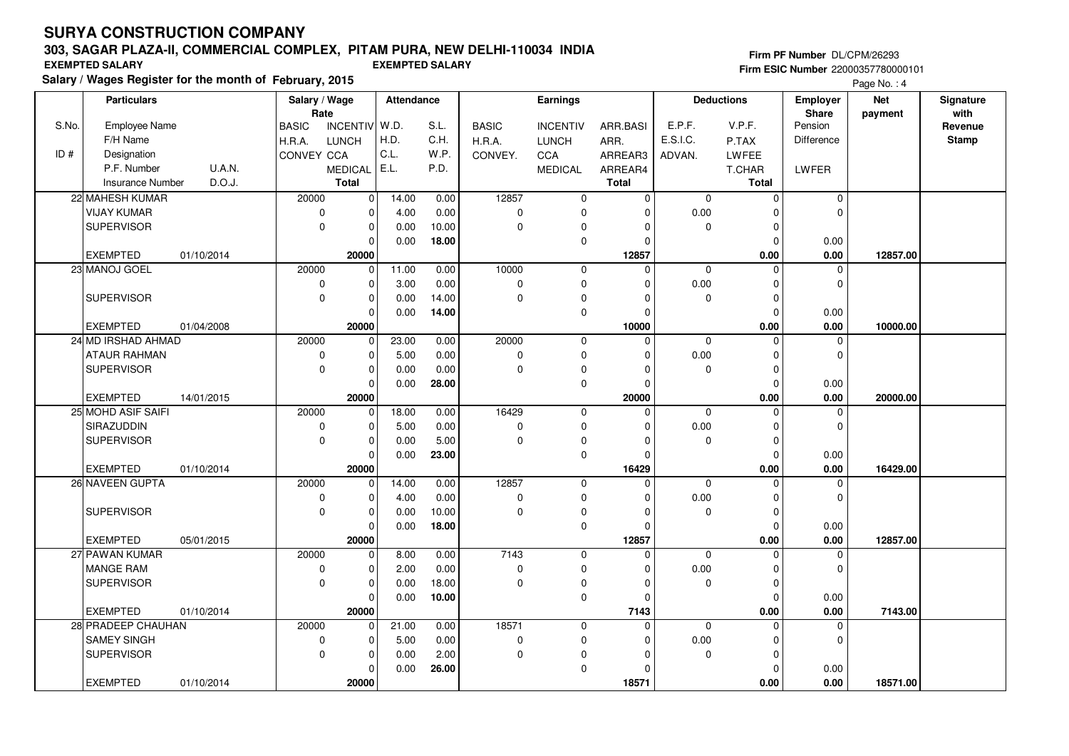# SURYA CONSTRUCTION COMPANY

## 303, SAGAR PLAZA-II, COMMERCIAL COMPLEX, PITAM PURA, NEW DELHI-110034 INDIA

**EXEMPTED SALARY** **EXEMPTED SALARY**

**Salary / Wages Register for the month of February, 2015**

**Firm PF Number** DL/CPM/26293
**Firm ESIC Number** 22000357780000101

| S.No. / ID # | Employee Name / F/H Name / Designation / P.F. Number / Insurance Number | U.A.N. / D.O.J. | BASIC / H.R.A. / CONVEY | INCENTIV / LUNCH / CCA / MEDICAL / Total | W.D. / H.D. / C.L. / E.L. | S.L. / C.H. / W.P. / P.D. | BASIC / H.R.A. / CONVEY. | INCENTIV / LUNCH / CCA / MEDICAL | ARR.BASI / ARR. / ARREAR3 / ARREAR4 / Total | E.P.F. / E.S.I.C. / ADVAN. | V.P.F. / P.TAX / LWFEE / T.CHAR / Total | Employer Share Pension / Difference / LWFER | Net payment | Signature with Revenue Stamp |
|---|---|---|---|---|---|---|---|---|---|---|---|---|---|---|
| 22 | MAHESH KUMAR | | 20000 | 0 | 14.00 | 0.00 | 12857 | 0 | 0 | 0 | 0 | 0 | | |
| | VIJAY KUMAR | | 0 | 0 | 4.00 | 0.00 | 0 | 0 | 0 | 0.00 | 0 | 0 | | |
| | SUPERVISOR | | 0 | 0 | 0.00 | 10.00 | 0 | 0 | 0 | 0 | 0 | | | |
| | | | | 0 | 0.00 | **18.00** | | 0 | 0 | | 0 | 0.00 | | |
| | EXEMPTED | 01/10/2014 | | **20000** | | | | | **12857** | | **0.00** | **0.00** | **12857.00** | |
| 23 | MANOJ GOEL | | 20000 | 0 | 11.00 | 0.00 | 10000 | 0 | 0 | 0 | 0 | 0 | | |
| | | | 0 | 0 | 3.00 | 0.00 | 0 | 0 | 0 | 0.00 | 0 | 0 | | |
| | SUPERVISOR | | 0 | 0 | 0.00 | 14.00 | 0 | 0 | 0 | 0 | 0 | | | |
| | | | | 0 | 0.00 | **14.00** | | 0 | 0 | | 0 | 0.00 | | |
| | EXEMPTED | 01/04/2008 | | **20000** | | | | | **10000** | | **0.00** | **0.00** | **10000.00** | |
| 24 | MD IRSHAD AHMAD | | 20000 | 0 | 23.00 | 0.00 | 20000 | 0 | 0 | 0 | 0 | 0 | | |
| | ATAUR RAHMAN | | 0 | 0 | 5.00 | 0.00 | 0 | 0 | 0 | 0.00 | 0 | 0 | | |
| | SUPERVISOR | | 0 | 0 | 0.00 | 0.00 | 0 | 0 | 0 | 0 | 0 | | | |
| | | | | 0 | 0.00 | **28.00** | | 0 | 0 | | 0 | 0.00 | | |
| | EXEMPTED | 14/01/2015 | | **20000** | | | | | **20000** | | **0.00** | **0.00** | **20000.00** | |
| 25 | MOHD ASIF SAIFI | | 20000 | 0 | 18.00 | 0.00 | 16429 | 0 | 0 | 0 | 0 | 0 | | |
| | SIRAZUDDIN | | 0 | 0 | 5.00 | 0.00 | 0 | 0 | 0 | 0.00 | 0 | 0 | | |
| | SUPERVISOR | | 0 | 0 | 0.00 | 5.00 | 0 | 0 | 0 | 0 | 0 | | | |
| | | | | 0 | 0.00 | **23.00** | | 0 | 0 | | 0 | 0.00 | | |
| | EXEMPTED | 01/10/2014 | | **20000** | | | | | **16429** | | **0.00** | **0.00** | **16429.00** | |
| 26 | NAVEEN GUPTA | | 20000 | 0 | 14.00 | 0.00 | 12857 | 0 | 0 | 0 | 0 | 0 | | |
| | | | 0 | 0 | 4.00 | 0.00 | 0 | 0 | 0 | 0.00 | 0 | 0 | | |
| | SUPERVISOR | | 0 | 0 | 0.00 | 10.00 | 0 | 0 | 0 | 0 | 0 | | | |
| | | | | 0 | 0.00 | **18.00** | | 0 | 0 | | 0 | 0.00 | | |
| | EXEMPTED | 05/01/2015 | | **20000** | | | | | **12857** | | **0.00** | **0.00** | **12857.00** | |
| 27 | PAWAN KUMAR | | 20000 | 0 | 8.00 | 0.00 | 7143 | 0 | 0 | 0 | 0 | 0 | | |
| | MANGE RAM | | 0 | 0 | 2.00 | 0.00 | 0 | 0 | 0 | 0.00 | 0 | 0 | | |
| | SUPERVISOR | | 0 | 0 | 0.00 | 18.00 | 0 | 0 | 0 | 0 | 0 | | | |
| | | | | 0 | 0.00 | **10.00** | | 0 | 0 | | 0 | 0.00 | | |
| | EXEMPTED | 01/10/2014 | | **20000** | | | | | **7143** | | **0.00** | **0.00** | **7143.00** | |
| 28 | PRADEEP CHAUHAN | | 20000 | 0 | 21.00 | 0.00 | 18571 | 0 | 0 | 0 | 0 | 0 | | |
| | SAMEY SINGH | | 0 | 0 | 5.00 | 0.00 | 0 | 0 | 0 | 0.00 | 0 | 0 | | |
| | SUPERVISOR | | 0 | 0 | 0.00 | 2.00 | 0 | 0 | 0 | 0 | 0 | | | |
| | | | | 0 | 0.00 | **26.00** | | 0 | 0 | | 0 | 0.00 | | |
| | EXEMPTED | 01/10/2014 | | **20000** | | | | | **18571** | | **0.00** | **0.00** | **18571.00** | |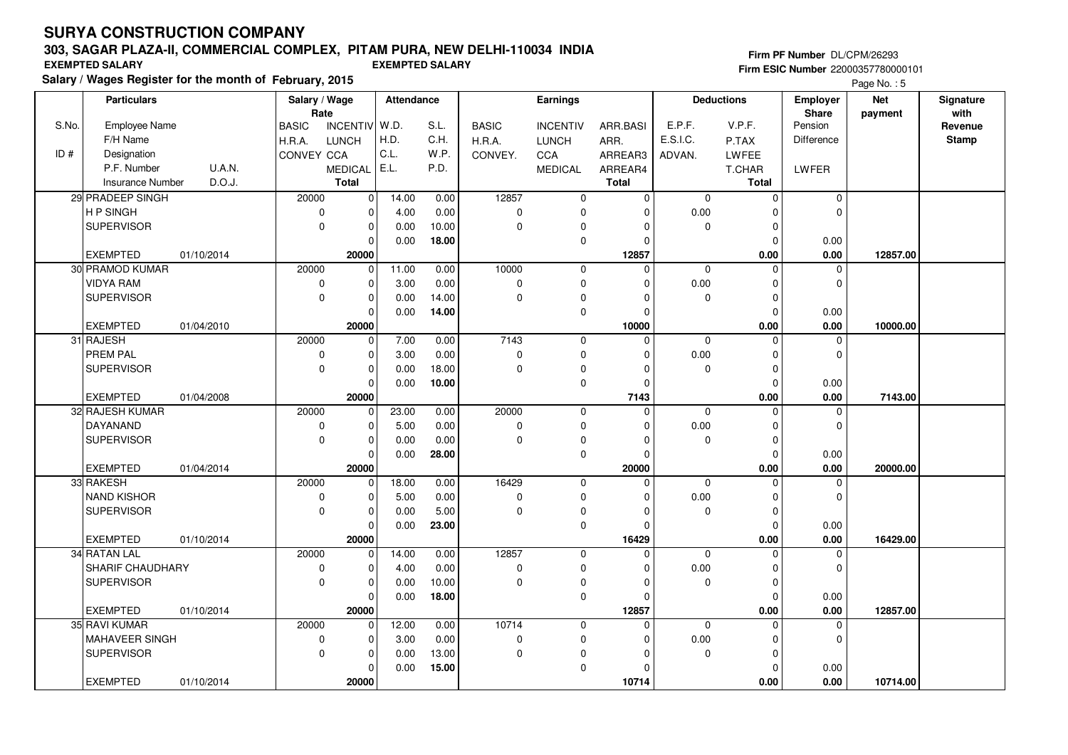# SURYA CONSTRUCTION COMPANY

## 303, SAGAR PLAZA-II, COMMERCIAL COMPLEX, PITAM PURA, NEW DELHI-110034 INDIA

**EXEMPTED SALARY** **EXEMPTED SALARY**

**Salary / Wages Register for the month of February, 2015**

**Firm PF Number** DL/CPM/26293
**Firm ESIC Number** 22000357780000101

| S.No. / ID # | Particulars: Employee Name / F/H Name / Designation / P.F. Number U.A.N. / Insurance Number D.O.J. | Salary / Wage Rate: BASIC / H.R.A. / CONVEY | INCENTIV / LUNCH / CCA / MEDICAL / Total | Attendance: W.D. / H.D. / C.L. / E.L. | S.L. / C.H. / W.P. / P.D. | Earnings: BASIC / H.R.A. / CONVEY. | INCENTIV / LUNCH / CCA / MEDICAL | ARR.BASI / ARR. / ARREAR3 / ARREAR4 / Total | Deductions: E.P.F. / E.S.I.C. / ADVAN. | V.P.F. / P.TAX / LWFEE / T.CHAR / Total | Employer Share: Pension / Difference / LWFER | Net payment | Signature with Revenue Stamp |
|---|---|---|---|---|---|---|---|---|---|---|---|---|---|
| 29 | PRADEEP SINGH | 20000 | 0 | 14.00 | 0.00 | 12857 | 0 | 0 | 0 | 0 | 0 | | |
| | H P SINGH | 0 | 0 | 4.00 | 0.00 | 0 | 0 | 0 | 0.00 | 0 | 0 | | |
| | SUPERVISOR | 0 | 0 | 0.00 | 10.00 | 0 | 0 | 0 | 0 | 0 | | | |
| | | | 0 | 0.00 | 18.00 | | 0 | 0 | | 0 | 0.00 | | |
| | EXEMPTED 01/10/2014 | | 20000 | | | | | 12857 | | 0.00 | 0.00 | 12857.00 | |
| 30 | PRAMOD KUMAR | 20000 | 0 | 11.00 | 0.00 | 10000 | 0 | 0 | 0 | 0 | 0 | | |
| | VIDYA RAM | 0 | 0 | 3.00 | 0.00 | 0 | 0 | 0 | 0.00 | 0 | 0 | | |
| | SUPERVISOR | 0 | 0 | 0.00 | 14.00 | 0 | 0 | 0 | 0 | 0 | | | |
| | | | 0 | 0.00 | 14.00 | | 0 | 0 | | 0 | 0.00 | | |
| | EXEMPTED 01/04/2010 | | 20000 | | | | | 10000 | | 0.00 | 0.00 | 10000.00 | |
| 31 | RAJESH | 20000 | 0 | 7.00 | 0.00 | 7143 | 0 | 0 | 0 | 0 | 0 | | |
| | PREM PAL | 0 | 0 | 3.00 | 0.00 | 0 | 0 | 0 | 0.00 | 0 | 0 | | |
| | SUPERVISOR | 0 | 0 | 0.00 | 18.00 | 0 | 0 | 0 | 0 | 0 | | | |
| | | | 0 | 0.00 | 10.00 | | 0 | 0 | | 0 | 0.00 | | |
| | EXEMPTED 01/04/2008 | | 20000 | | | | | 7143 | | 0.00 | 0.00 | 7143.00 | |
| 32 | RAJESH KUMAR | 20000 | 0 | 23.00 | 0.00 | 20000 | 0 | 0 | 0 | 0 | 0 | | |
| | DAYANAND | 0 | 0 | 5.00 | 0.00 | 0 | 0 | 0 | 0.00 | 0 | 0 | | |
| | SUPERVISOR | 0 | 0 | 0.00 | 0.00 | 0 | 0 | 0 | 0 | 0 | | | |
| | | | 0 | 0.00 | 28.00 | | 0 | 0 | | 0 | 0.00 | | |
| | EXEMPTED 01/04/2014 | | 20000 | | | | | 20000 | | 0.00 | 0.00 | 20000.00 | |
| 33 | RAKESH | 20000 | 0 | 18.00 | 0.00 | 16429 | 0 | 0 | 0 | 0 | 0 | | |
| | NAND KISHOR | 0 | 0 | 5.00 | 0.00 | 0 | 0 | 0 | 0.00 | 0 | 0 | | |
| | SUPERVISOR | 0 | 0 | 0.00 | 5.00 | 0 | 0 | 0 | 0 | 0 | | | |
| | | | 0 | 0.00 | 23.00 | | 0 | 0 | | 0 | 0.00 | | |
| | EXEMPTED 01/10/2014 | | 20000 | | | | | 16429 | | 0.00 | 0.00 | 16429.00 | |
| 34 | RATAN LAL | 20000 | 0 | 14.00 | 0.00 | 12857 | 0 | 0 | 0 | 0 | 0 | | |
| | SHARIF CHAUDHARY | 0 | 0 | 4.00 | 0.00 | 0 | 0 | 0 | 0.00 | 0 | 0 | | |
| | SUPERVISOR | 0 | 0 | 0.00 | 10.00 | 0 | 0 | 0 | 0 | 0 | | | |
| | | | 0 | 0.00 | 18.00 | | 0 | 0 | | 0 | 0.00 | | |
| | EXEMPTED 01/10/2014 | | 20000 | | | | | 12857 | | 0.00 | 0.00 | 12857.00 | |
| 35 | RAVI KUMAR | 20000 | 0 | 12.00 | 0.00 | 10714 | 0 | 0 | 0 | 0 | 0 | | |
| | MAHAVEER SINGH | 0 | 0 | 3.00 | 0.00 | 0 | 0 | 0 | 0.00 | 0 | 0 | | |
| | SUPERVISOR | 0 | 0 | 0.00 | 13.00 | 0 | 0 | 0 | 0 | 0 | | | |
| | | | 0 | 0.00 | 15.00 | | 0 | 0 | | 0 | 0.00 | | |
| | EXEMPTED 01/10/2014 | | 20000 | | | | | 10714 | | 0.00 | 0.00 | 10714.00 | |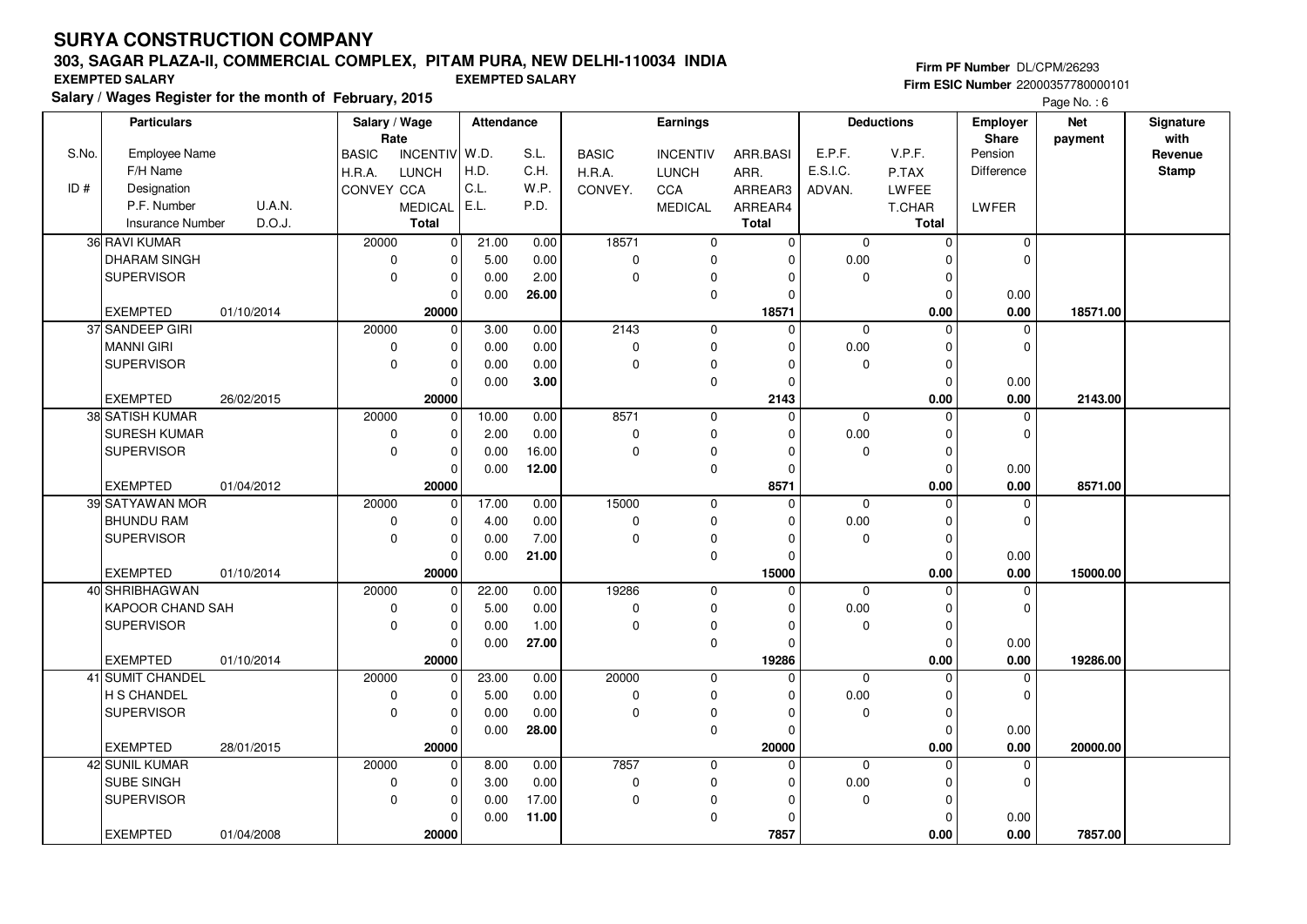# SURYA CONSTRUCTION COMPANY

## 303, SAGAR PLAZA-II, COMMERCIAL COMPLEX, PITAM PURA, NEW DELHI-110034 INDIA

**EXEMPTED SALARY** | **EXEMPTED SALARY**

**Salary / Wages Register for the month of February, 2015**

Firm PF Number DL/CPM/26293
Firm ESIC Number 22000357780000101

| S.No. / ID # | Particulars: Employee Name / F/H Name / Designation / P.F. Number U.A.N. / Insurance Number D.O.J. | Salary / Wage Rate: BASIC / H.R.A. / CONVEY | INCENTIV / LUNCH / CCA / MEDICAL / Total | Attendance: W.D. / H.D. / C.L. / E.L. | S.L. / C.H. / W.P. / P.D. | Earnings: BASIC / H.R.A. / CONVEY. | INCENTIV / LUNCH / CCA / MEDICAL | ARR.BASI / ARR. / ARREAR3 / ARREAR4 / Total | Deductions: E.P.F. / E.S.I.C. / ADVAN. | V.P.F. / P.TAX / LWFEE / T.CHAR / Total | Employer Share: Pension / Difference / LWFER | Net payment | Signature with Revenue Stamp |
|---|---|---|---|---|---|---|---|---|---|---|---|---|---|
| 36 | RAVI KUMAR | 20000 | 0 | 21.00 | 0.00 | 18571 | 0 | 0 | 0 | 0 | 0 | | |
| | DHARAM SINGH | 0 | 0 | 5.00 | 0.00 | 0 | 0 | 0 | 0.00 | 0 | 0 | | |
| | SUPERVISOR | 0 | 0 | 0.00 | 2.00 | 0 | 0 | 0 | 0 | 0 | | | |
| | | | 0 | 0.00 | 26.00 | | 0 | 0 | | 0 | 0.00 | | |
| | EXEMPTED 01/10/2014 | | 20000 | | | | | 18571 | | 0.00 | 0.00 | 18571.00 | |
| 37 | SANDEEP GIRI | 20000 | 0 | 3.00 | 0.00 | 2143 | 0 | 0 | 0 | 0 | 0 | | |
| | MANNI GIRI | 0 | 0 | 0.00 | 0.00 | 0 | 0 | 0 | 0.00 | 0 | 0 | | |
| | SUPERVISOR | 0 | 0 | 0.00 | 0.00 | 0 | 0 | 0 | 0 | 0 | | | |
| | | | 0 | 0.00 | 3.00 | | 0 | 0 | | 0 | 0.00 | | |
| | EXEMPTED 26/02/2015 | | 20000 | | | | | 2143 | | 0.00 | 0.00 | 2143.00 | |
| 38 | SATISH KUMAR | 20000 | 0 | 10.00 | 0.00 | 8571 | 0 | 0 | 0 | 0 | 0 | | |
| | SURESH KUMAR | 0 | 0 | 2.00 | 0.00 | 0 | 0 | 0 | 0.00 | 0 | 0 | | |
| | SUPERVISOR | 0 | 0 | 0.00 | 16.00 | 0 | 0 | 0 | 0 | 0 | | | |
| | | | 0 | 0.00 | 12.00 | | 0 | 0 | | 0 | 0.00 | | |
| | EXEMPTED 01/04/2012 | | 20000 | | | | | 8571 | | 0.00 | 0.00 | 8571.00 | |
| 39 | SATYAWAN MOR | 20000 | 0 | 17.00 | 0.00 | 15000 | 0 | 0 | 0 | 0 | 0 | | |
| | BHUNDU RAM | 0 | 0 | 4.00 | 0.00 | 0 | 0 | 0 | 0.00 | 0 | 0 | | |
| | SUPERVISOR | 0 | 0 | 0.00 | 7.00 | 0 | 0 | 0 | 0 | 0 | | | |
| | | | 0 | 0.00 | 21.00 | | 0 | 0 | | 0 | 0.00 | | |
| | EXEMPTED 01/10/2014 | | 20000 | | | | | 15000 | | 0.00 | 0.00 | 15000.00 | |
| 40 | SHRIBHAGWAN | 20000 | 0 | 22.00 | 0.00 | 19286 | 0 | 0 | 0 | 0 | 0 | | |
| | KAPOOR CHAND SAH | 0 | 0 | 5.00 | 0.00 | 0 | 0 | 0 | 0.00 | 0 | 0 | | |
| | SUPERVISOR | 0 | 0 | 0.00 | 1.00 | 0 | 0 | 0 | 0 | 0 | | | |
| | | | 0 | 0.00 | 27.00 | | 0 | 0 | | 0 | 0.00 | | |
| | EXEMPTED 01/10/2014 | | 20000 | | | | | 19286 | | 0.00 | 0.00 | 19286.00 | |
| 41 | SUMIT CHANDEL | 20000 | 0 | 23.00 | 0.00 | 20000 | 0 | 0 | 0 | 0 | 0 | | |
| | H S CHANDEL | 0 | 0 | 5.00 | 0.00 | 0 | 0 | 0 | 0.00 | 0 | 0 | | |
| | SUPERVISOR | 0 | 0 | 0.00 | 0.00 | 0 | 0 | 0 | 0 | 0 | | | |
| | | | 0 | 0.00 | 28.00 | | 0 | 0 | | 0 | 0.00 | | |
| | EXEMPTED 28/01/2015 | | 20000 | | | | | 20000 | | 0.00 | 0.00 | 20000.00 | |
| 42 | SUNIL KUMAR | 20000 | 0 | 8.00 | 0.00 | 7857 | 0 | 0 | 0 | 0 | 0 | | |
| | SUBE SINGH | 0 | 0 | 3.00 | 0.00 | 0 | 0 | 0 | 0.00 | 0 | 0 | | |
| | SUPERVISOR | 0 | 0 | 0.00 | 17.00 | 0 | 0 | 0 | 0 | 0 | | | |
| | | | 0 | 0.00 | 11.00 | | 0 | 0 | | 0 | 0.00 | | |
| | EXEMPTED 01/04/2008 | | 20000 | | | | | 7857 | | 0.00 | 0.00 | 7857.00 | |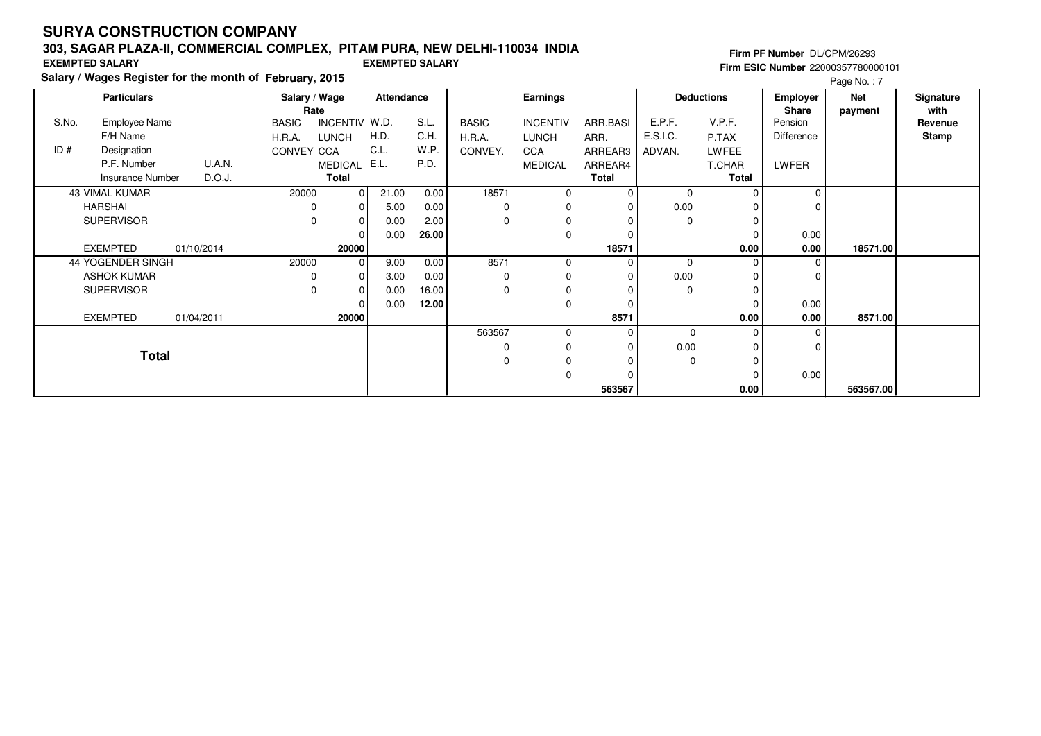# SURYA CONSTRUCTION COMPANY

## 303, SAGAR PLAZA-II, COMMERCIAL COMPLEX, PITAM PURA, NEW DELHI-110034 INDIA

**EXEMPTED SALARY** **EXEMPTED SALARY**

**Salary / Wages Register for the month of February, 2015**

**Firm PF Number** DL/CPM/26293
**Firm ESIC Number** 22000357780000101

| S.No. / ID # | Particulars: Employee Name / F/H Name / Designation / P.F. Number, U.A.N. / Insurance Number, D.O.J. | Salary / Wage Rate: BASIC / H.R.A. / CONVEY | INCENTIV / LUNCH / CCA / MEDICAL / Total | Attendance: W.D. / H.D. / C.L. / E.L. | S.L. / C.H. / W.P. / P.D. | Earnings: BASIC / H.R.A. / CONVEY. | INCENTIV / LUNCH / CCA / MEDICAL | ARR.BASI / ARR. / ARREAR3 / ARREAR4 / Total | Deductions: E.P.F. / E.S.I.C. / ADVAN. | V.P.F. / P.TAX / LWFEE / T.CHAR / Total | Employer Share: Pension / Difference / LWFER | Net payment | Signature with Revenue Stamp |
|---|---|---|---|---|---|---|---|---|---|---|---|---|---|
| 43 | VIMAL KUMAR | 20000 | 0 | 21.00 | 0.00 | 18571 | 0 | 0 | 0 | 0 | 0 | | |
| | HARSHAI | 0 | 0 | 5.00 | 0.00 | 0 | 0 | 0 | 0.00 | 0 | 0 | | |
| | SUPERVISOR | 0 | 0 | 0.00 | 2.00 | 0 | 0 | 0 | 0 | 0 | | | |
| | | | 0 | 0.00 | **26.00** | | 0 | 0 | | 0 | 0.00 | | |
| | EXEMPTED 01/10/2014 | | **20000** | | | | | **18571** | | **0.00** | **0.00** | **18571.00** | |
| 44 | YOGENDER SINGH | 20000 | 0 | 9.00 | 0.00 | 8571 | 0 | 0 | 0 | 0 | 0 | | |
| | ASHOK KUMAR | 0 | 0 | 3.00 | 0.00 | 0 | 0 | 0 | 0.00 | 0 | 0 | | |
| | SUPERVISOR | 0 | 0 | 0.00 | 16.00 | 0 | 0 | 0 | 0 | 0 | | | |
| | | | 0 | 0.00 | **12.00** | | 0 | 0 | | 0 | 0.00 | | |
| | EXEMPTED 01/04/2011 | | **20000** | | | | | **8571** | | **0.00** | **0.00** | **8571.00** | |
| | **Total** | | | | | 563567 | 0 | 0 | 0 | 0 | 0 | | |
| | | | | | | 0 | 0 | 0 | 0.00 | 0 | 0 | | |
| | | | | | | 0 | 0 | 0 | 0 | 0 | | | |
| | | | | | | | 0 | 0 | | 0 | 0.00 | | |
| | | | | | | | | **563567** | | **0.00** | | **563567.00** | |